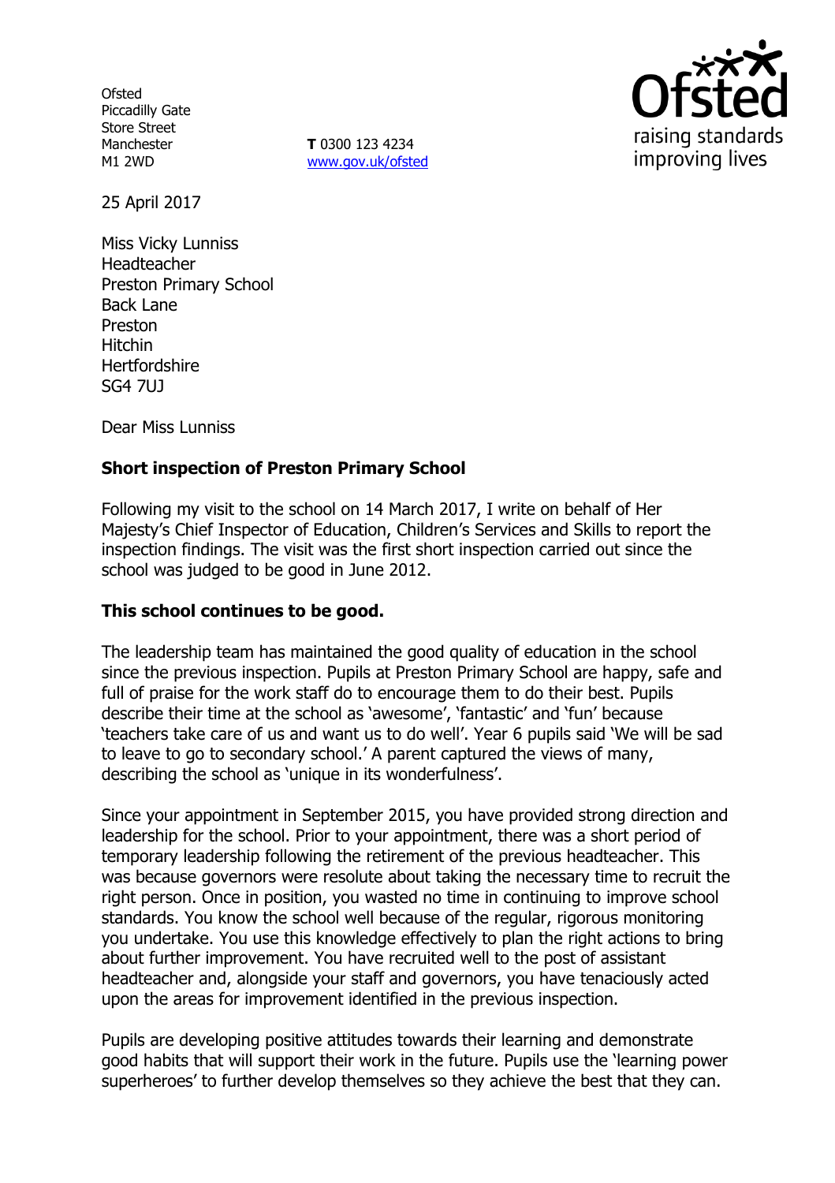Ofsted
Piccadilly Gate
Store Street
Manchester
M1 2WD

**T** 0300 123 4234
www.gov.uk/ofsted

25 April 2017

Miss Vicky Lunniss
Headteacher
Preston Primary School
Back Lane
Preston
Hitchin
Hertfordshire
SG4 7UJ

Dear Miss Lunniss

**Short inspection of Preston Primary School**

Following my visit to the school on 14 March 2017, I write on behalf of Her Majesty's Chief Inspector of Education, Children's Services and Skills to report the inspection findings. The visit was the first short inspection carried out since the school was judged to be good in June 2012.

**This school continues to be good.**

The leadership team has maintained the good quality of education in the school since the previous inspection. Pupils at Preston Primary School are happy, safe and full of praise for the work staff do to encourage them to do their best. Pupils describe their time at the school as 'awesome', 'fantastic' and 'fun' because 'teachers take care of us and want us to do well'. Year 6 pupils said 'We will be sad to leave to go to secondary school.' A parent captured the views of many, describing the school as 'unique in its wonderfulness'.

Since your appointment in September 2015, you have provided strong direction and leadership for the school. Prior to your appointment, there was a short period of temporary leadership following the retirement of the previous headteacher. This was because governors were resolute about taking the necessary time to recruit the right person. Once in position, you wasted no time in continuing to improve school standards. You know the school well because of the regular, rigorous monitoring you undertake. You use this knowledge effectively to plan the right actions to bring about further improvement. You have recruited well to the post of assistant headteacher and, alongside your staff and governors, you have tenaciously acted upon the areas for improvement identified in the previous inspection.

Pupils are developing positive attitudes towards their learning and demonstrate good habits that will support their work in the future. Pupils use the 'learning power superheroes' to further develop themselves so they achieve the best that they can.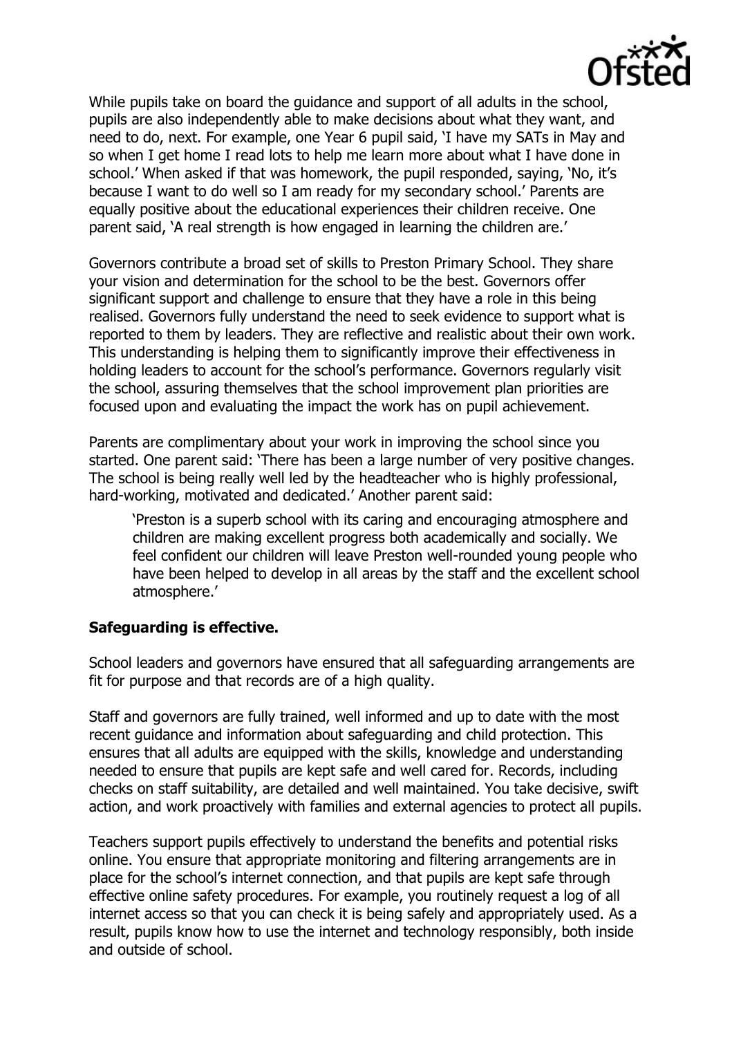While pupils take on board the guidance and support of all adults in the school, pupils are also independently able to make decisions about what they want, and need to do, next. For example, one Year 6 pupil said, 'I have my SATs in May and so when I get home I read lots to help me learn more about what I have done in school.' When asked if that was homework, the pupil responded, saying, 'No, it's because I want to do well so I am ready for my secondary school.' Parents are equally positive about the educational experiences their children receive. One parent said, 'A real strength is how engaged in learning the children are.'

Governors contribute a broad set of skills to Preston Primary School. They share your vision and determination for the school to be the best. Governors offer significant support and challenge to ensure that they have a role in this being realised. Governors fully understand the need to seek evidence to support what is reported to them by leaders. They are reflective and realistic about their own work. This understanding is helping them to significantly improve their effectiveness in holding leaders to account for the school's performance. Governors regularly visit the school, assuring themselves that the school improvement plan priorities are focused upon and evaluating the impact the work has on pupil achievement.

Parents are complimentary about your work in improving the school since you started. One parent said: 'There has been a large number of very positive changes. The school is being really well led by the headteacher who is highly professional, hard-working, motivated and dedicated.' Another parent said:

> 'Preston is a superb school with its caring and encouraging atmosphere and children are making excellent progress both academically and socially. We feel confident our children will leave Preston well-rounded young people who have been helped to develop in all areas by the staff and the excellent school atmosphere.'

**Safeguarding is effective.**

School leaders and governors have ensured that all safeguarding arrangements are fit for purpose and that records are of a high quality.

Staff and governors are fully trained, well informed and up to date with the most recent guidance and information about safeguarding and child protection. This ensures that all adults are equipped with the skills, knowledge and understanding needed to ensure that pupils are kept safe and well cared for. Records, including checks on staff suitability, are detailed and well maintained. You take decisive, swift action, and work proactively with families and external agencies to protect all pupils.

Teachers support pupils effectively to understand the benefits and potential risks online. You ensure that appropriate monitoring and filtering arrangements are in place for the school's internet connection, and that pupils are kept safe through effective online safety procedures. For example, you routinely request a log of all internet access so that you can check it is being safely and appropriately used. As a result, pupils know how to use the internet and technology responsibly, both inside and outside of school.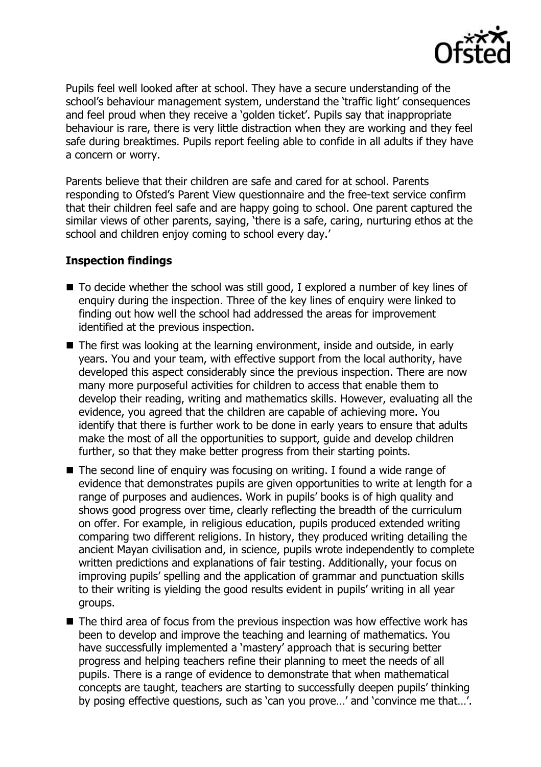Pupils feel well looked after at school. They have a secure understanding of the school's behaviour management system, understand the 'traffic light' consequences and feel proud when they receive a 'golden ticket'. Pupils say that inappropriate behaviour is rare, there is very little distraction when they are working and they feel safe during breaktimes. Pupils report feeling able to confide in all adults if they have a concern or worry.

Parents believe that their children are safe and cared for at school. Parents responding to Ofsted's Parent View questionnaire and the free-text service confirm that their children feel safe and are happy going to school. One parent captured the similar views of other parents, saying, 'there is a safe, caring, nurturing ethos at the school and children enjoy coming to school every day.'

## Inspection findings

- To decide whether the school was still good, I explored a number of key lines of enquiry during the inspection. Three of the key lines of enquiry were linked to finding out how well the school had addressed the areas for improvement identified at the previous inspection.
- The first was looking at the learning environment, inside and outside, in early years. You and your team, with effective support from the local authority, have developed this aspect considerably since the previous inspection. There are now many more purposeful activities for children to access that enable them to develop their reading, writing and mathematics skills. However, evaluating all the evidence, you agreed that the children are capable of achieving more. You identify that there is further work to be done in early years to ensure that adults make the most of all the opportunities to support, guide and develop children further, so that they make better progress from their starting points.
- The second line of enquiry was focusing on writing. I found a wide range of evidence that demonstrates pupils are given opportunities to write at length for a range of purposes and audiences. Work in pupils' books is of high quality and shows good progress over time, clearly reflecting the breadth of the curriculum on offer. For example, in religious education, pupils produced extended writing comparing two different religions. In history, they produced writing detailing the ancient Mayan civilisation and, in science, pupils wrote independently to complete written predictions and explanations of fair testing. Additionally, your focus on improving pupils' spelling and the application of grammar and punctuation skills to their writing is yielding the good results evident in pupils' writing in all year groups.
- The third area of focus from the previous inspection was how effective work has been to develop and improve the teaching and learning of mathematics. You have successfully implemented a 'mastery' approach that is securing better progress and helping teachers refine their planning to meet the needs of all pupils. There is a range of evidence to demonstrate that when mathematical concepts are taught, teachers are starting to successfully deepen pupils' thinking by posing effective questions, such as 'can you prove…' and 'convince me that…'.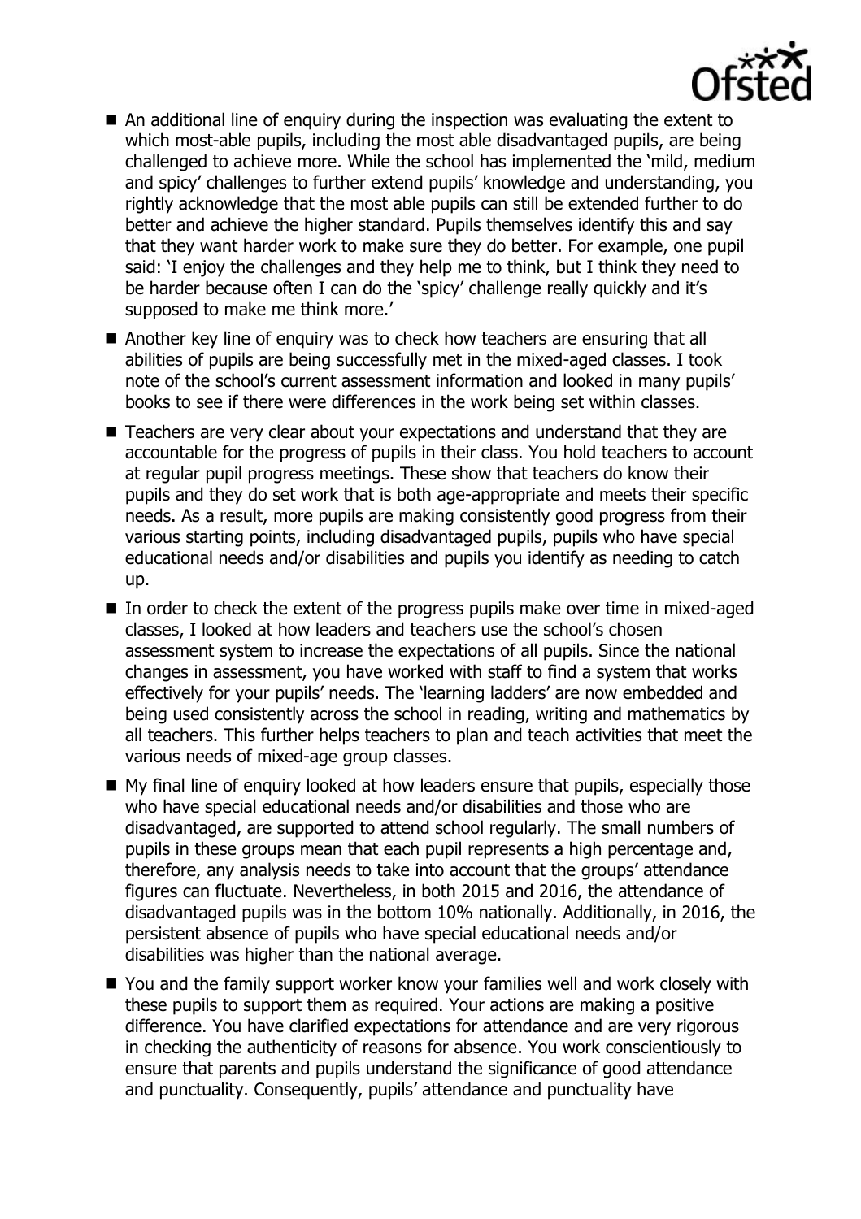- An additional line of enquiry during the inspection was evaluating the extent to which most-able pupils, including the most able disadvantaged pupils, are being challenged to achieve more. While the school has implemented the 'mild, medium and spicy' challenges to further extend pupils' knowledge and understanding, you rightly acknowledge that the most able pupils can still be extended further to do better and achieve the higher standard. Pupils themselves identify this and say that they want harder work to make sure they do better. For example, one pupil said: 'I enjoy the challenges and they help me to think, but I think they need to be harder because often I can do the 'spicy' challenge really quickly and it's supposed to make me think more.'
- Another key line of enquiry was to check how teachers are ensuring that all abilities of pupils are being successfully met in the mixed-aged classes. I took note of the school's current assessment information and looked in many pupils' books to see if there were differences in the work being set within classes.
- Teachers are very clear about your expectations and understand that they are accountable for the progress of pupils in their class. You hold teachers to account at regular pupil progress meetings. These show that teachers do know their pupils and they do set work that is both age-appropriate and meets their specific needs. As a result, more pupils are making consistently good progress from their various starting points, including disadvantaged pupils, pupils who have special educational needs and/or disabilities and pupils you identify as needing to catch up.
- In order to check the extent of the progress pupils make over time in mixed-aged classes, I looked at how leaders and teachers use the school's chosen assessment system to increase the expectations of all pupils. Since the national changes in assessment, you have worked with staff to find a system that works effectively for your pupils' needs. The 'learning ladders' are now embedded and being used consistently across the school in reading, writing and mathematics by all teachers. This further helps teachers to plan and teach activities that meet the various needs of mixed-age group classes.
- My final line of enquiry looked at how leaders ensure that pupils, especially those who have special educational needs and/or disabilities and those who are disadvantaged, are supported to attend school regularly. The small numbers of pupils in these groups mean that each pupil represents a high percentage and, therefore, any analysis needs to take into account that the groups' attendance figures can fluctuate. Nevertheless, in both 2015 and 2016, the attendance of disadvantaged pupils was in the bottom 10% nationally. Additionally, in 2016, the persistent absence of pupils who have special educational needs and/or disabilities was higher than the national average.
- You and the family support worker know your families well and work closely with these pupils to support them as required. Your actions are making a positive difference. You have clarified expectations for attendance and are very rigorous in checking the authenticity of reasons for absence. You work conscientiously to ensure that parents and pupils understand the significance of good attendance and punctuality. Consequently, pupils' attendance and punctuality have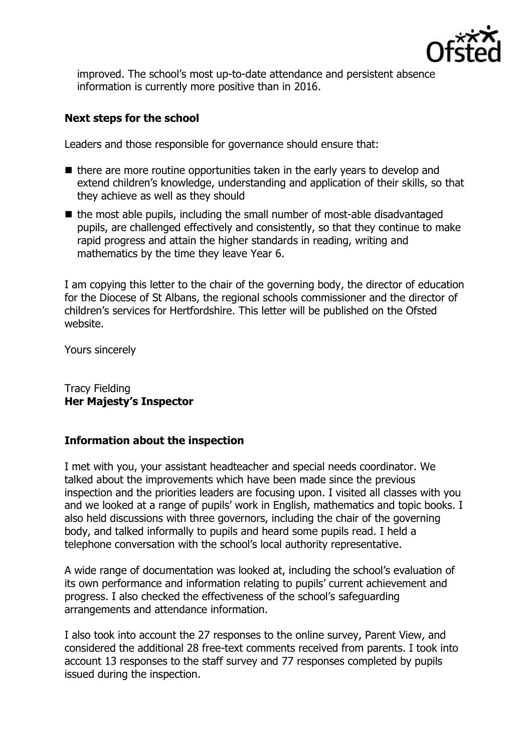improved. The school's most up-to-date attendance and persistent absence information is currently more positive than in 2016.

## Next steps for the school

Leaders and those responsible for governance should ensure that:

- there are more routine opportunities taken in the early years to develop and extend children's knowledge, understanding and application of their skills, so that they achieve as well as they should
- the most able pupils, including the small number of most-able disadvantaged pupils, are challenged effectively and consistently, so that they continue to make rapid progress and attain the higher standards in reading, writing and mathematics by the time they leave Year 6.

I am copying this letter to the chair of the governing body, the director of education for the Diocese of St Albans, the regional schools commissioner and the director of children's services for Hertfordshire. This letter will be published on the Ofsted website.

Yours sincerely

Tracy Fielding
**Her Majesty's Inspector**

## Information about the inspection

I met with you, your assistant headteacher and special needs coordinator. We talked about the improvements which have been made since the previous inspection and the priorities leaders are focusing upon. I visited all classes with you and we looked at a range of pupils' work in English, mathematics and topic books. I also held discussions with three governors, including the chair of the governing body, and talked informally to pupils and heard some pupils read. I held a telephone conversation with the school's local authority representative.

A wide range of documentation was looked at, including the school's evaluation of its own performance and information relating to pupils' current achievement and progress. I also checked the effectiveness of the school's safeguarding arrangements and attendance information.

I also took into account the 27 responses to the online survey, Parent View, and considered the additional 28 free-text comments received from parents. I took into account 13 responses to the staff survey and 77 responses completed by pupils issued during the inspection.